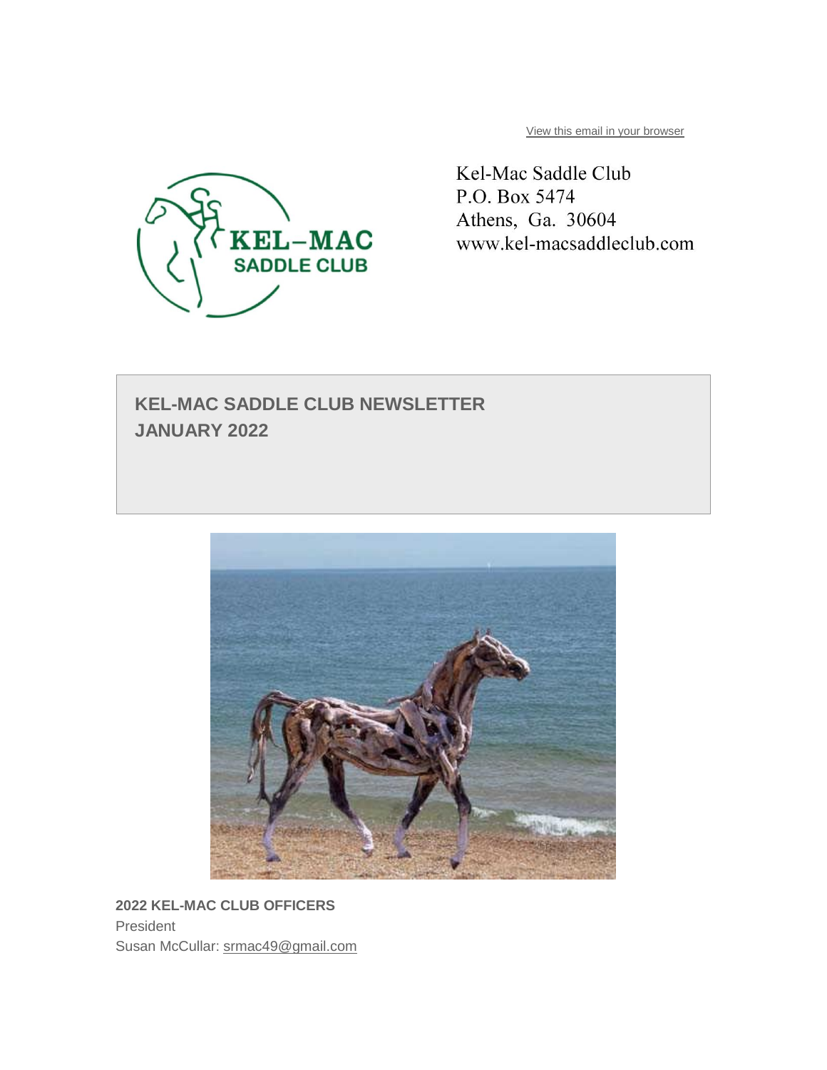View this email in your browser

Kel-Mac Saddle Club
P.O. Box 5474
Athens, Ga. 30604
www.kel-macsaddleclub.com

## KEL-MAC SADDLE CLUB NEWSLETTER
## JANUARY 2022

**2022 KEL-MAC CLUB OFFICERS**

President
Susan McCullar: srmac49@gmail.com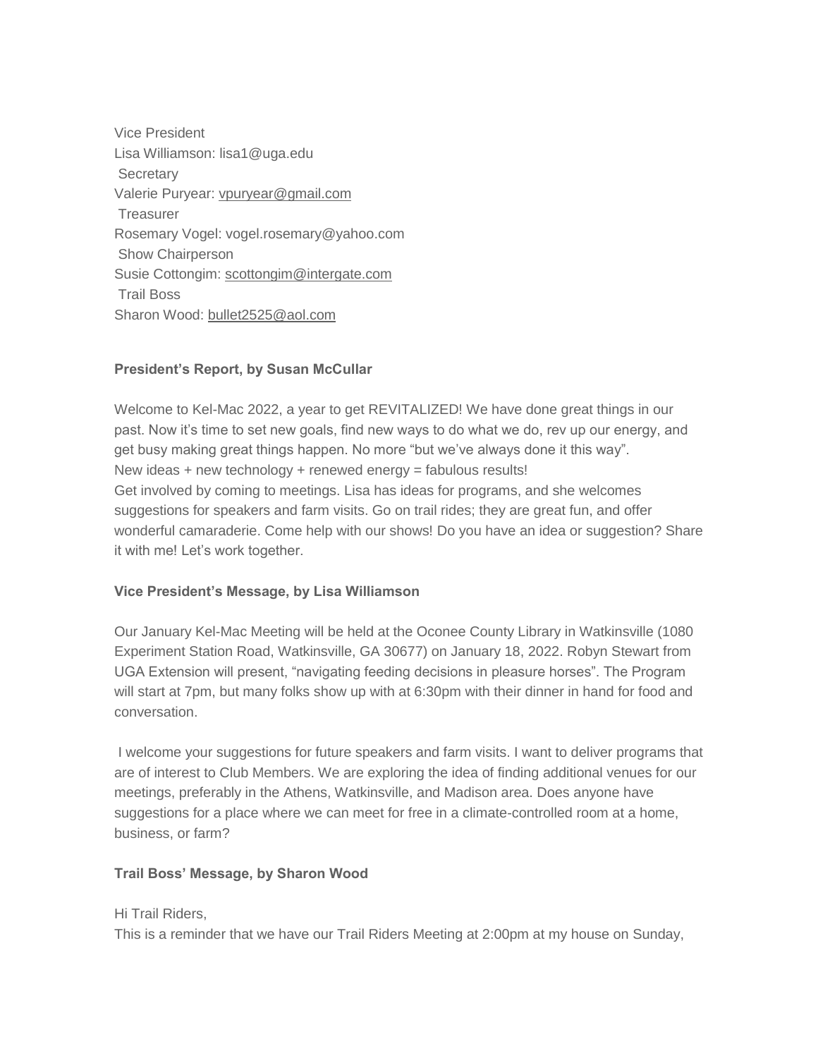Vice President
Lisa Williamson: lisa1@uga.edu
Secretary
Valerie Puryear: vpuryear@gmail.com
Treasurer
Rosemary Vogel: vogel.rosemary@yahoo.com
Show Chairperson
Susie Cottongim: scottongim@intergate.com
Trail Boss
Sharon Wood: bullet2525@aol.com

**President's Report, by Susan McCullar**

Welcome to Kel-Mac 2022, a year to get REVITALIZED! We have done great things in our past. Now it's time to set new goals, find new ways to do what we do, rev up our energy, and get busy making great things happen. No more "but we've always done it this way".
New ideas + new technology + renewed energy = fabulous results!
Get involved by coming to meetings. Lisa has ideas for programs, and she welcomes suggestions for speakers and farm visits. Go on trail rides; they are great fun, and offer wonderful camaraderie. Come help with our shows! Do you have an idea or suggestion? Share it with me! Let's work together.

**Vice President's Message, by Lisa Williamson**

Our January Kel-Mac Meeting will be held at the Oconee County Library in Watkinsville (1080 Experiment Station Road, Watkinsville, GA 30677) on January 18, 2022. Robyn Stewart from UGA Extension will present, "navigating feeding decisions in pleasure horses". The Program will start at 7pm, but many folks show up with at 6:30pm with their dinner in hand for food and conversation.

I welcome your suggestions for future speakers and farm visits. I want to deliver programs that are of interest to Club Members. We are exploring the idea of finding additional venues for our meetings, preferably in the Athens, Watkinsville, and Madison area. Does anyone have suggestions for a place where we can meet for free in a climate-controlled room at a home, business, or farm?

**Trail Boss' Message, by Sharon Wood**

Hi Trail Riders,
This is a reminder that we have our Trail Riders Meeting at 2:00pm at my house on Sunday,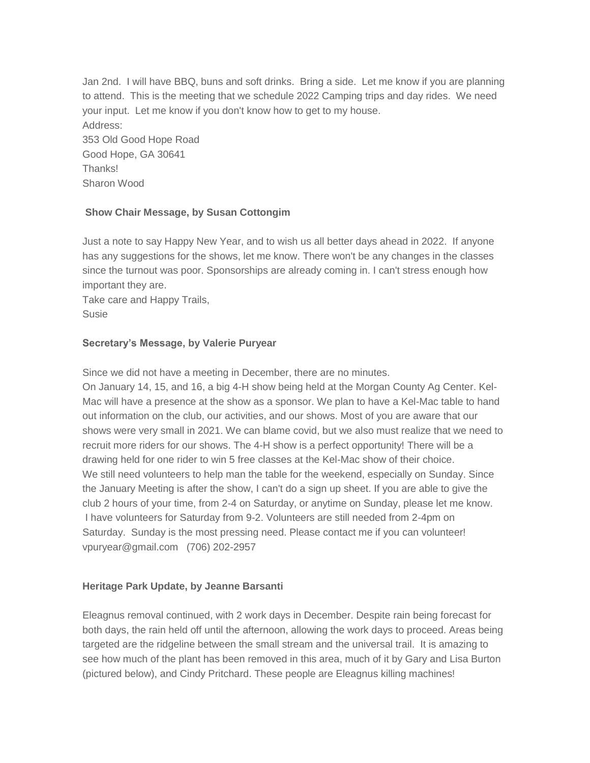Jan 2nd. I will have BBQ, buns and soft drinks. Bring a side. Let me know if you are planning to attend. This is the meeting that we schedule 2022 Camping trips and day rides. We need your input. Let me know if you don't know how to get to my house.
Address:
353 Old Good Hope Road
Good Hope, GA 30641
Thanks!
Sharon Wood

**Show Chair Message, by Susan Cottongim**

Just a note to say Happy New Year, and to wish us all better days ahead in 2022. If anyone has any suggestions for the shows, let me know. There won't be any changes in the classes since the turnout was poor. Sponsorships are already coming in. I can't stress enough how important they are.
Take care and Happy Trails,
Susie

**Secretary's Message, by Valerie Puryear**

Since we did not have a meeting in December, there are no minutes.
On January 14, 15, and 16, a big 4-H show being held at the Morgan County Ag Center. Kel-Mac will have a presence at the show as a sponsor. We plan to have a Kel-Mac table to hand out information on the club, our activities, and our shows. Most of you are aware that our shows were very small in 2021. We can blame covid, but we also must realize that we need to recruit more riders for our shows. The 4-H show is a perfect opportunity! There will be a drawing held for one rider to win 5 free classes at the Kel-Mac show of their choice.
We still need volunteers to help man the table for the weekend, especially on Sunday. Since the January Meeting is after the show, I can't do a sign up sheet. If you are able to give the club 2 hours of your time, from 2-4 on Saturday, or anytime on Sunday, please let me know.
I have volunteers for Saturday from 9-2. Volunteers are still needed from 2-4pm on Saturday. Sunday is the most pressing need. Please contact me if you can volunteer!
vpuryear@gmail.com (706) 202-2957

**Heritage Park Update, by Jeanne Barsanti**

Eleagnus removal continued, with 2 work days in December. Despite rain being forecast for both days, the rain held off until the afternoon, allowing the work days to proceed. Areas being targeted are the ridgeline between the small stream and the universal trail. It is amazing to see how much of the plant has been removed in this area, much of it by Gary and Lisa Burton (pictured below), and Cindy Pritchard. These people are Eleagnus killing machines!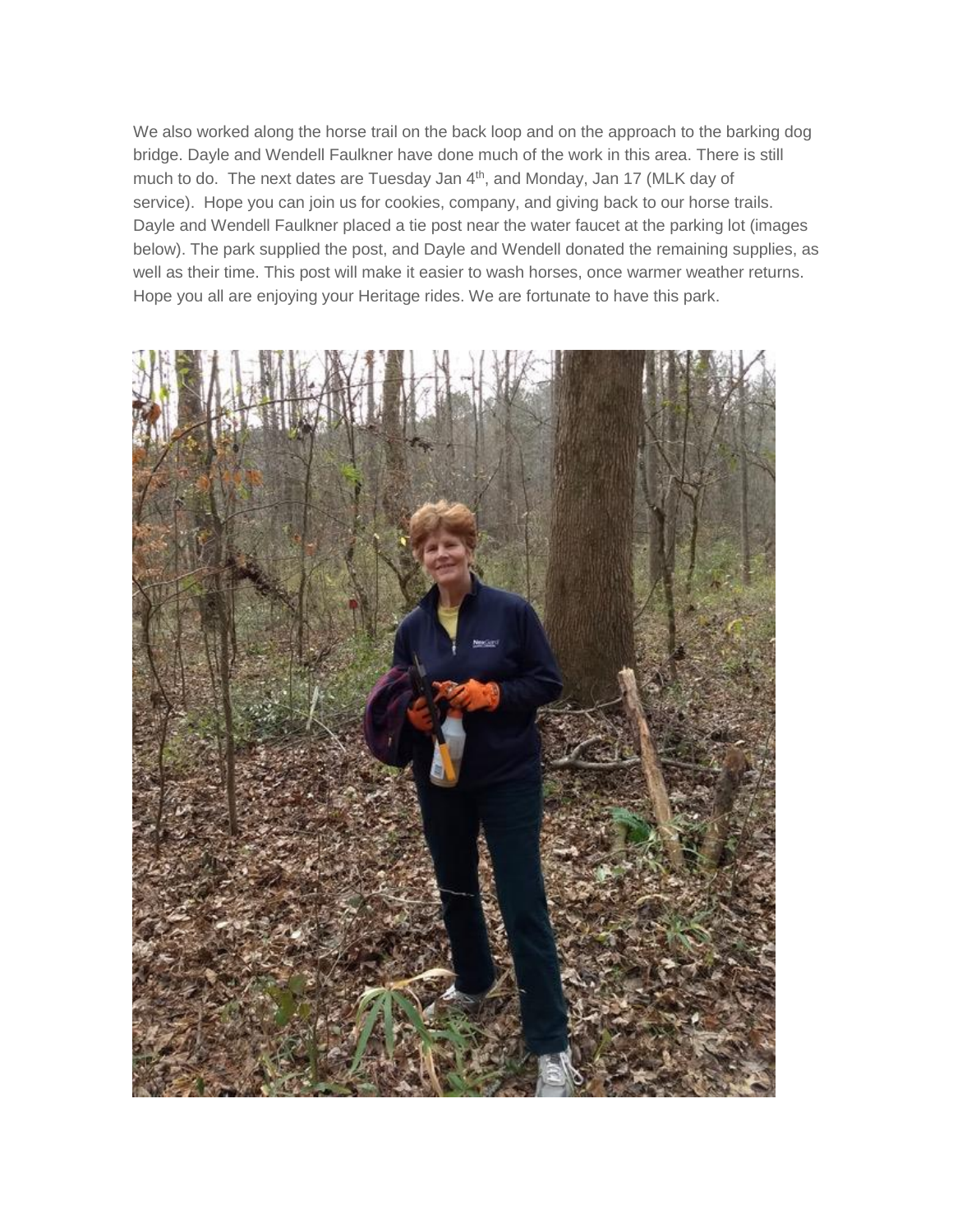We also worked along the horse trail on the back loop and on the approach to the barking dog bridge. Dayle and Wendell Faulkner have done much of the work in this area. There is still much to do. The next dates are Tuesday Jan 4th, and Monday, Jan 17 (MLK day of service). Hope you can join us for cookies, company, and giving back to our horse trails. Dayle and Wendell Faulkner placed a tie post near the water faucet at the parking lot (images below). The park supplied the post, and Dayle and Wendell donated the remaining supplies, as well as their time. This post will make it easier to wash horses, once warmer weather returns. Hope you all are enjoying your Heritage rides. We are fortunate to have this park.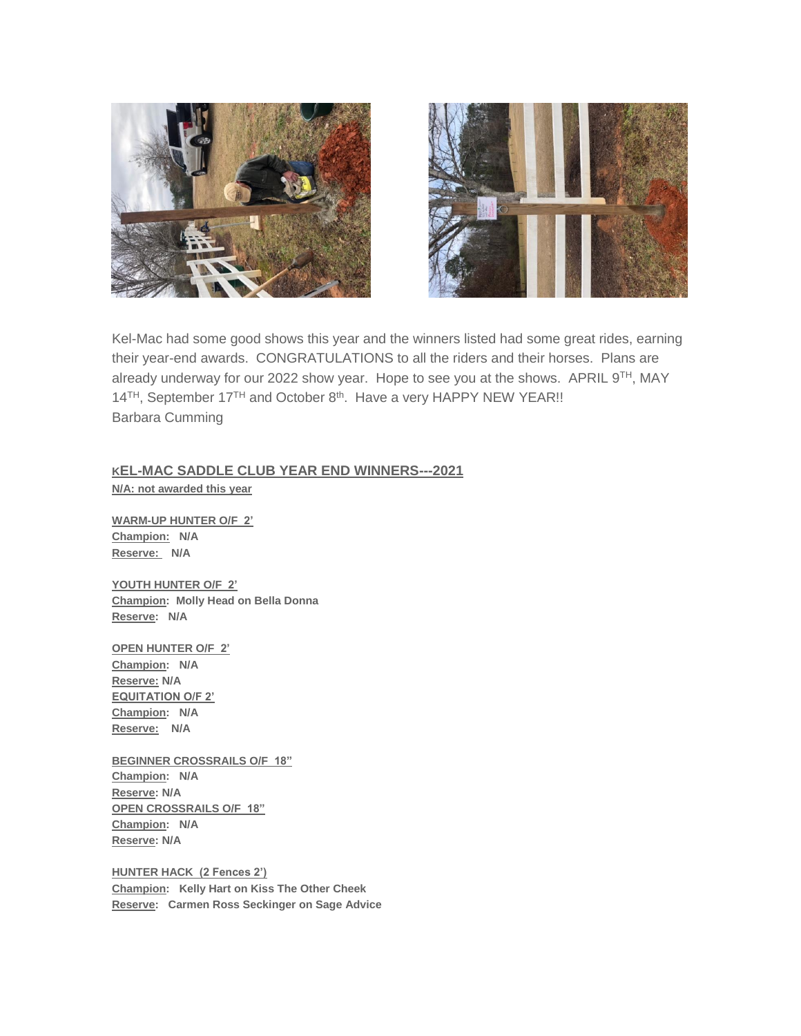Kel-Mac had some good shows this year and the winners listed had some great rides, earning their year-end awards. CONGRATULATIONS to all the riders and their horses. Plans are already underway for our 2022 show year. Hope to see you at the shows. APRIL 9TH, MAY 14TH, September 17TH and October 8th. Have a very HAPPY NEW YEAR!!
Barbara Cumming

## KEL-MAC SADDLE CLUB YEAR END WINNERS---2021

**N/A: not awarded this year**

**WARM-UP HUNTER O/F 2'**
**Champion: N/A**
**Reserve: N/A**

**YOUTH HUNTER O/F 2'**
**Champion: Molly Head on Bella Donna**
**Reserve: N/A**

**OPEN HUNTER O/F 2'**
**Champion: N/A**
**Reserve: N/A**

**EQUITATION O/F 2'**
**Champion: N/A**
**Reserve: N/A**

**BEGINNER CROSSRAILS O/F 18"**
**Champion: N/A**
**Reserve: N/A**

**OPEN CROSSRAILS O/F 18"**
**Champion: N/A**
**Reserve: N/A**

**HUNTER HACK (2 Fences 2')**
**Champion: Kelly Hart on Kiss The Other Cheek**
**Reserve: Carmen Ross Seckinger on Sage Advice**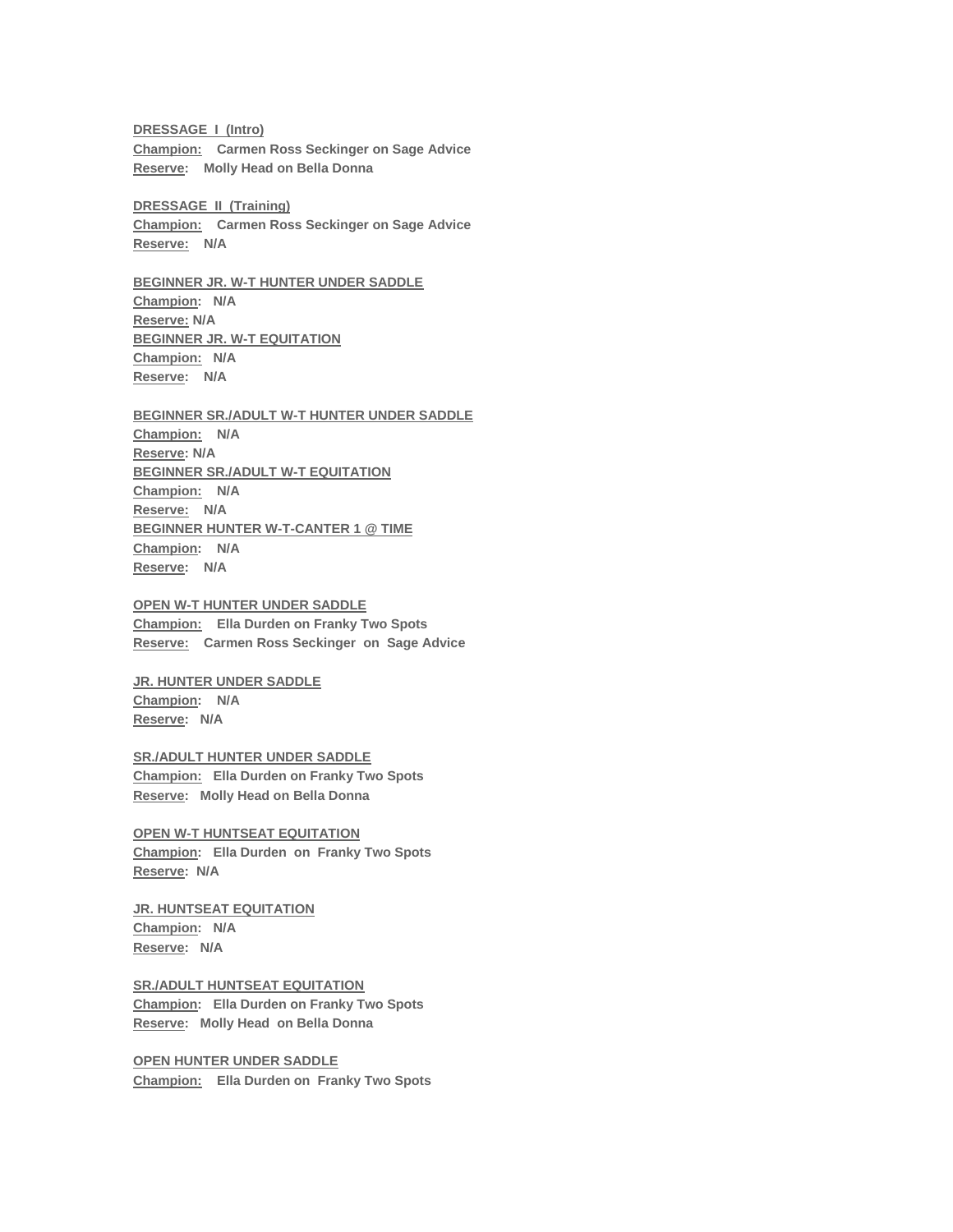**DRESSAGE I (Intro)**
**Champion:** **Carmen Ross Seckinger on Sage Advice**
**Reserve:** **Molly Head on Bella Donna**

**DRESSAGE II (Training)**
**Champion:** **Carmen Ross Seckinger on Sage Advice**
**Reserve:** **N/A**

**BEGINNER JR. W-T HUNTER UNDER SADDLE**
**Champion:** **N/A**
**Reserve:** **N/A**
**BEGINNER JR. W-T EQUITATION**
**Champion:** **N/A**
**Reserve:** **N/A**

**BEGINNER SR./ADULT W-T HUNTER UNDER SADDLE**
**Champion:** **N/A**
**Reserve:** **N/A**
**BEGINNER SR./ADULT W-T EQUITATION**
**Champion:** **N/A**
**Reserve:** **N/A**
**BEGINNER HUNTER W-T-CANTER 1 @ TIME**
**Champion:** **N/A**
**Reserve:** **N/A**

**OPEN W-T HUNTER UNDER SADDLE**
**Champion:** **Ella Durden on Franky Two Spots**
**Reserve:** **Carmen Ross Seckinger on Sage Advice**

**JR. HUNTER UNDER SADDLE**
**Champion:** **N/A**
**Reserve:** **N/A**

**SR./ADULT HUNTER UNDER SADDLE**
**Champion:** **Ella Durden on Franky Two Spots**
**Reserve:** **Molly Head on Bella Donna**

**OPEN W-T HUNTSEAT EQUITATION**
**Champion:** **Ella Durden on Franky Two Spots**
**Reserve:** **N/A**

**JR. HUNTSEAT EQUITATION**
**Champion:** **N/A**
**Reserve:** **N/A**

**SR./ADULT HUNTSEAT EQUITATION**
**Champion:** **Ella Durden on Franky Two Spots**
**Reserve:** **Molly Head on Bella Donna**

**OPEN HUNTER UNDER SADDLE**
**Champion:** **Ella Durden on Franky Two Spots**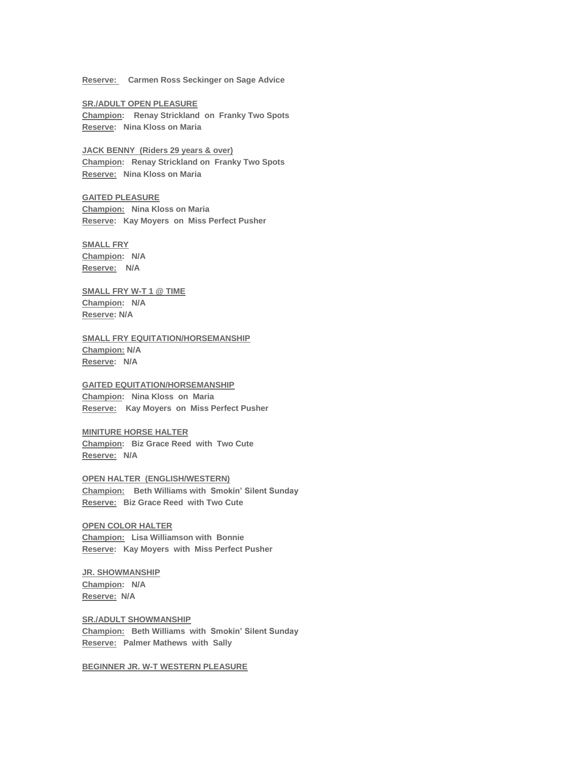**Reserve:** **Carmen Ross Seckinger on Sage Advice**

**SR./ADULT OPEN PLEASURE**
**Champion:** **Renay Strickland on Franky Two Spots**
**Reserve:** **Nina Kloss on Maria**

**JACK BENNY (Riders 29 years & over)**
**Champion:** **Renay Strickland on Franky Two Spots**
**Reserve:** **Nina Kloss on Maria**

**GAITED PLEASURE**
**Champion:** **Nina Kloss on Maria**
**Reserve:** **Kay Moyers on Miss Perfect Pusher**

**SMALL FRY**
**Champion:** **N/A**
**Reserve:** **N/A**

**SMALL FRY W-T 1 @ TIME**
**Champion:** **N/A**
**Reserve:** **N/A**

**SMALL FRY EQUITATION/HORSEMANSHIP**
**Champion:** **N/A**
**Reserve:** **N/A**

**GAITED EQUITATION/HORSEMANSHIP**
**Champion:** **Nina Kloss on Maria**
**Reserve:** **Kay Moyers on Miss Perfect Pusher**

**MINITURE HORSE HALTER**
**Champion:** **Biz Grace Reed with Two Cute**
**Reserve:** **N/A**

**OPEN HALTER (ENGLISH/WESTERN)**
**Champion:** **Beth Williams with Smokin' Silent Sunday**
**Reserve:** **Biz Grace Reed with Two Cute**

**OPEN COLOR HALTER**
**Champion:** **Lisa Williamson with Bonnie**
**Reserve:** **Kay Moyers with Miss Perfect Pusher**

**JR. SHOWMANSHIP**
**Champion:** **N/A**
**Reserve:** **N/A**

**SR./ADULT SHOWMANSHIP**
**Champion:** **Beth Williams with Smokin' Silent Sunday**
**Reserve:** **Palmer Mathews with Sally**

**BEGINNER JR. W-T WESTERN PLEASURE**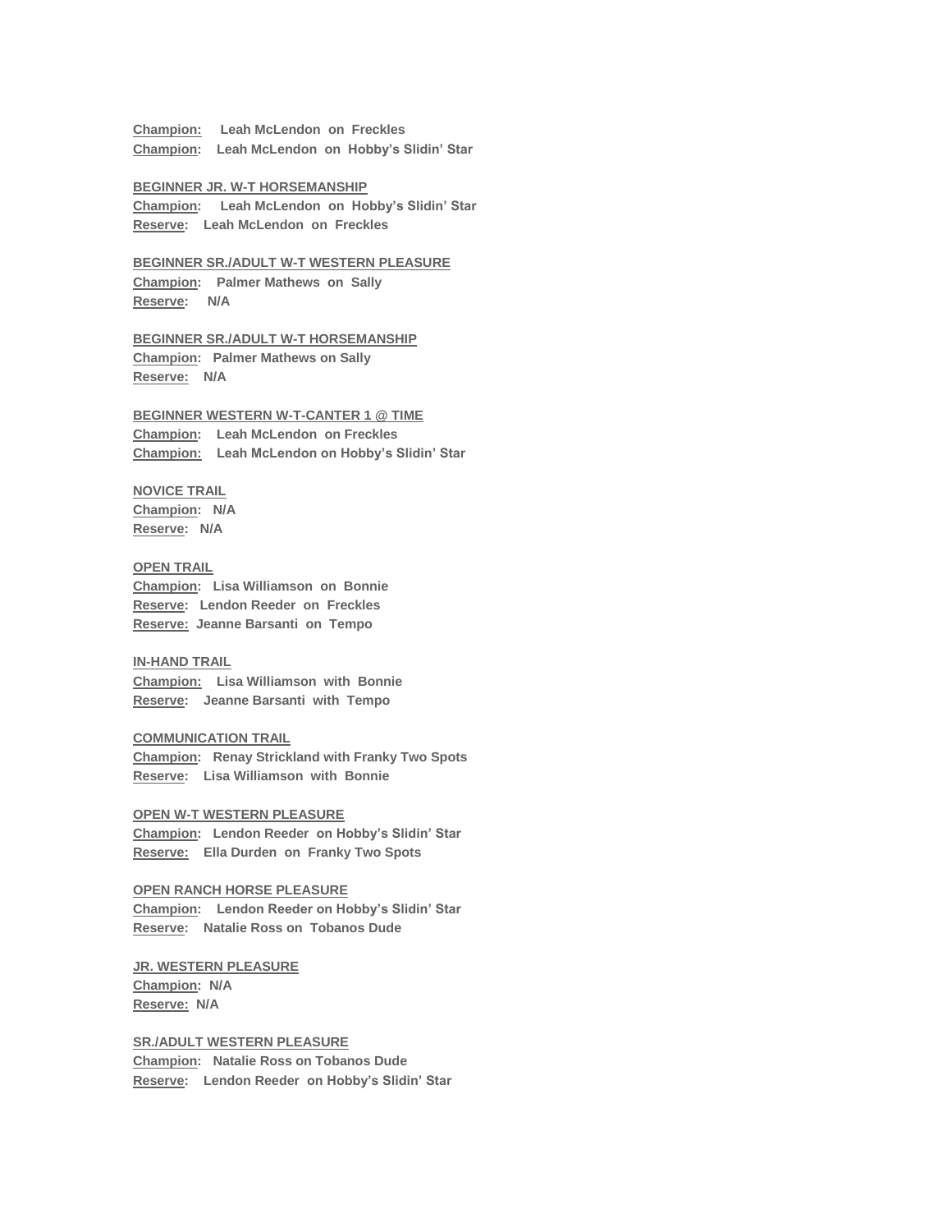**Champion:** **Leah McLendon on Freckles**
**Champion:** **Leah McLendon on Hobby's Slidin' Star**

**BEGINNER JR. W-T HORSEMANSHIP**
**Champion:** **Leah McLendon on Hobby's Slidin' Star**
**Reserve:** **Leah McLendon on Freckles**

**BEGINNER SR./ADULT W-T WESTERN PLEASURE**
**Champion:** **Palmer Mathews on Sally**
**Reserve:** **N/A**

**BEGINNER SR./ADULT W-T HORSEMANSHIP**
**Champion:** **Palmer Mathews on Sally**
**Reserve:** **N/A**

**BEGINNER WESTERN W-T-CANTER 1 @ TIME**
**Champion:** **Leah McLendon on Freckles**
**Champion:** **Leah McLendon on Hobby's Slidin' Star**

**NOVICE TRAIL**
**Champion:** **N/A**
**Reserve:** **N/A**

**OPEN TRAIL**
**Champion:** **Lisa Williamson on Bonnie**
**Reserve:** **Lendon Reeder on Freckles**
**Reserve:** **Jeanne Barsanti on Tempo**

**IN-HAND TRAIL**
**Champion:** **Lisa Williamson with Bonnie**
**Reserve:** **Jeanne Barsanti with Tempo**

**COMMUNICATION TRAIL**
**Champion:** **Renay Strickland with Franky Two Spots**
**Reserve:** **Lisa Williamson with Bonnie**

**OPEN W-T WESTERN PLEASURE**
**Champion:** **Lendon Reeder on Hobby's Slidin' Star**
**Reserve:** **Ella Durden on Franky Two Spots**

**OPEN RANCH HORSE PLEASURE**
**Champion:** **Lendon Reeder on Hobby's Slidin' Star**
**Reserve:** **Natalie Ross on Tobanos Dude**

**JR. WESTERN PLEASURE**
**Champion:** **N/A**
**Reserve:** **N/A**

**SR./ADULT WESTERN PLEASURE**
**Champion:** **Natalie Ross on Tobanos Dude**
**Reserve:** **Lendon Reeder on Hobby's Slidin' Star**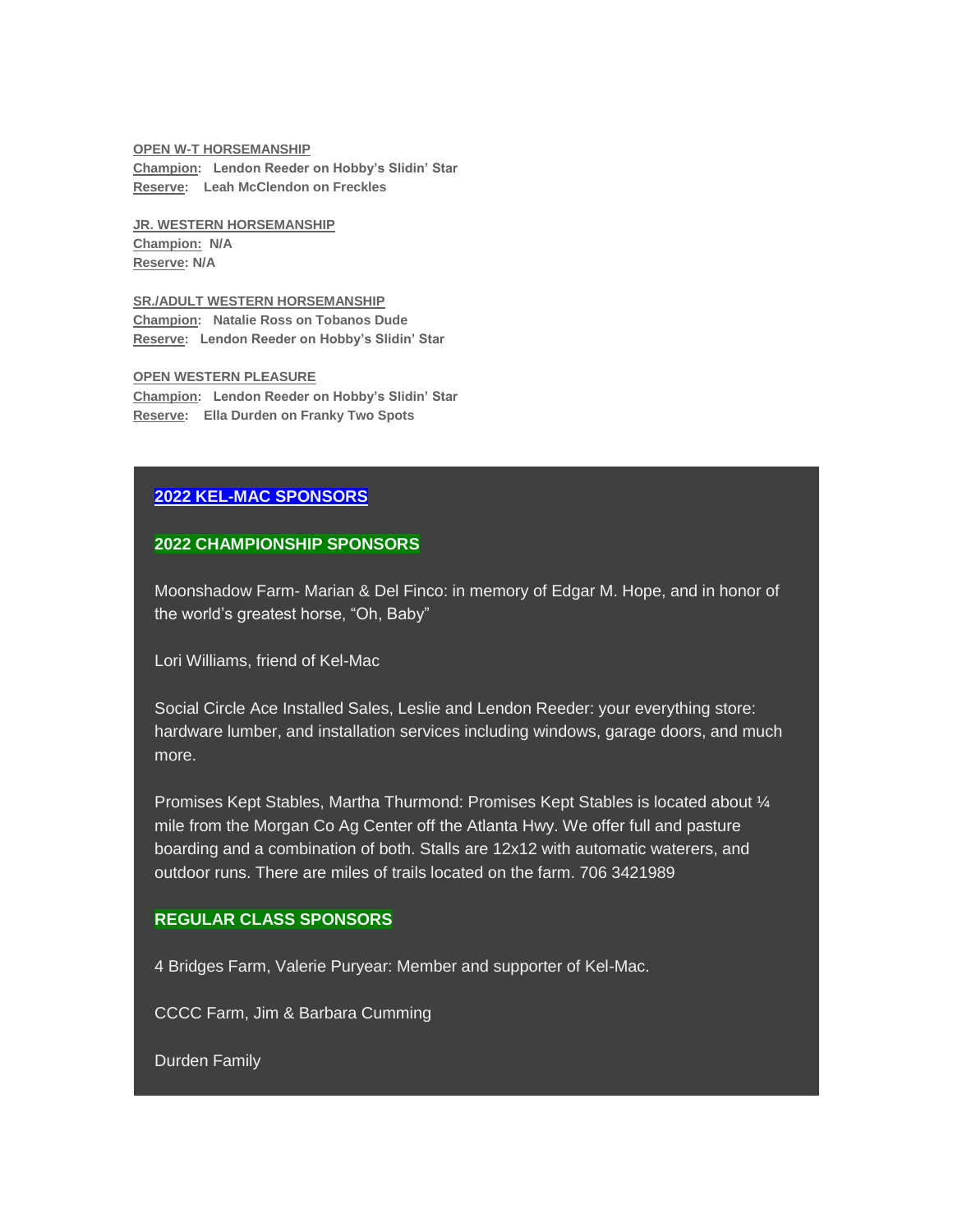**OPEN W-T HORSEMANSHIP**
**Champion: Lendon Reeder on Hobby's Slidin' Star**
**Reserve: Leah McClendon on Freckles**

**JR. WESTERN HORSEMANSHIP**
**Champion: N/A**
**Reserve: N/A**

**SR./ADULT WESTERN HORSEMANSHIP**
**Champion: Natalie Ross on Tobanos Dude**
**Reserve: Lendon Reeder on Hobby's Slidin' Star**

**OPEN WESTERN PLEASURE**
**Champion: Lendon Reeder on Hobby's Slidin' Star**
**Reserve: Ella Durden on Franky Two Spots**

## 2022 KEL-MAC SPONSORS

### 2022 CHAMPIONSHIP SPONSORS

Moonshadow Farm- Marian & Del Finco: in memory of Edgar M. Hope, and in honor of the world's greatest horse, "Oh, Baby"

Lori Williams, friend of Kel-Mac

Social Circle Ace Installed Sales, Leslie and Lendon Reeder: your everything store: hardware lumber, and installation services including windows, garage doors, and much more.

Promises Kept Stables, Martha Thurmond: Promises Kept Stables is located about ¼ mile from the Morgan Co Ag Center off the Atlanta Hwy. We offer full and pasture boarding and a combination of both. Stalls are 12x12 with automatic waterers, and outdoor runs. There are miles of trails located on the farm. 706 3421989

### REGULAR CLASS SPONSORS

4 Bridges Farm, Valerie Puryear: Member and supporter of Kel-Mac.

CCCC Farm, Jim & Barbara Cumming

Durden Family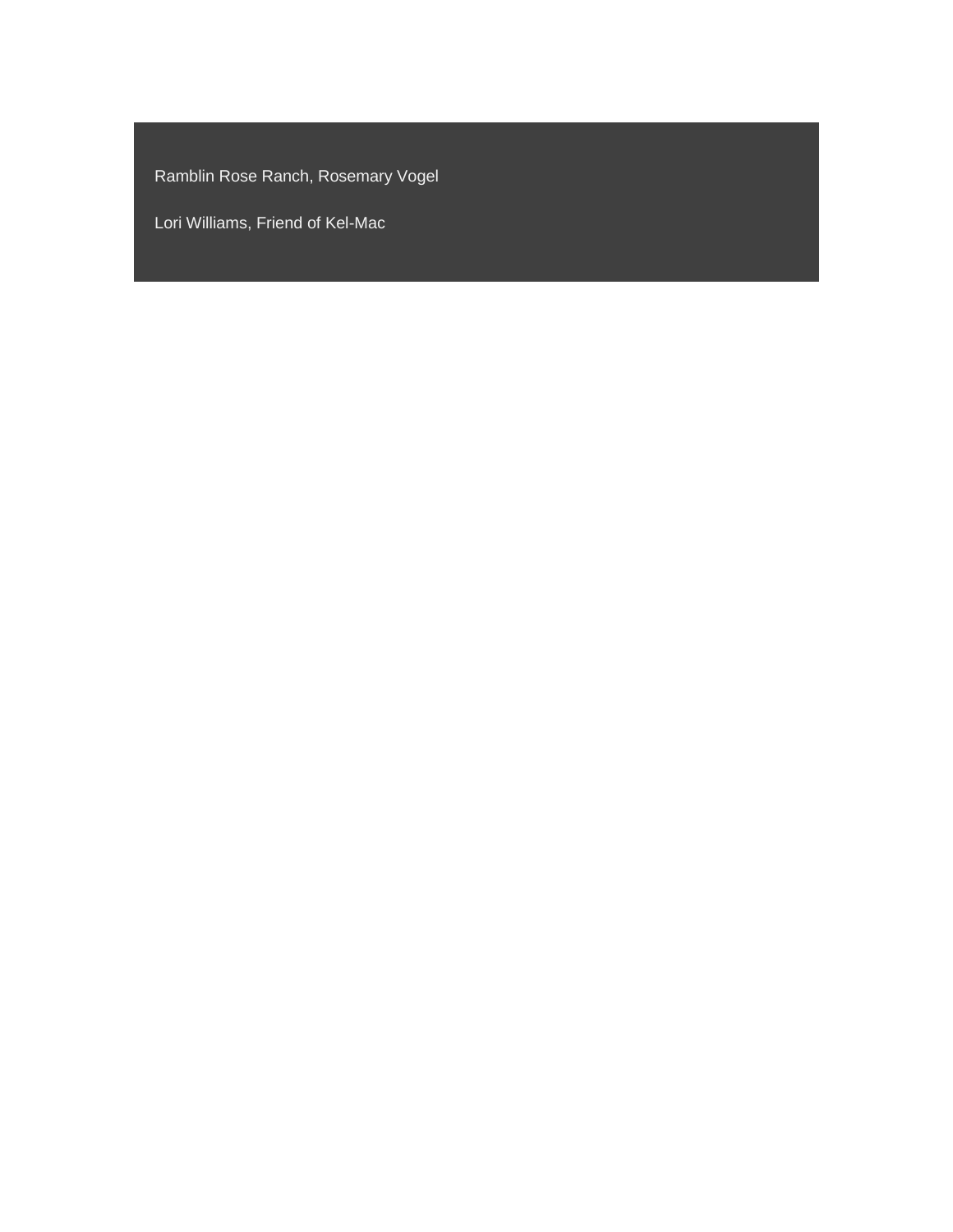Ramblin Rose Ranch, Rosemary Vogel

Lori Williams, Friend of Kel-Mac